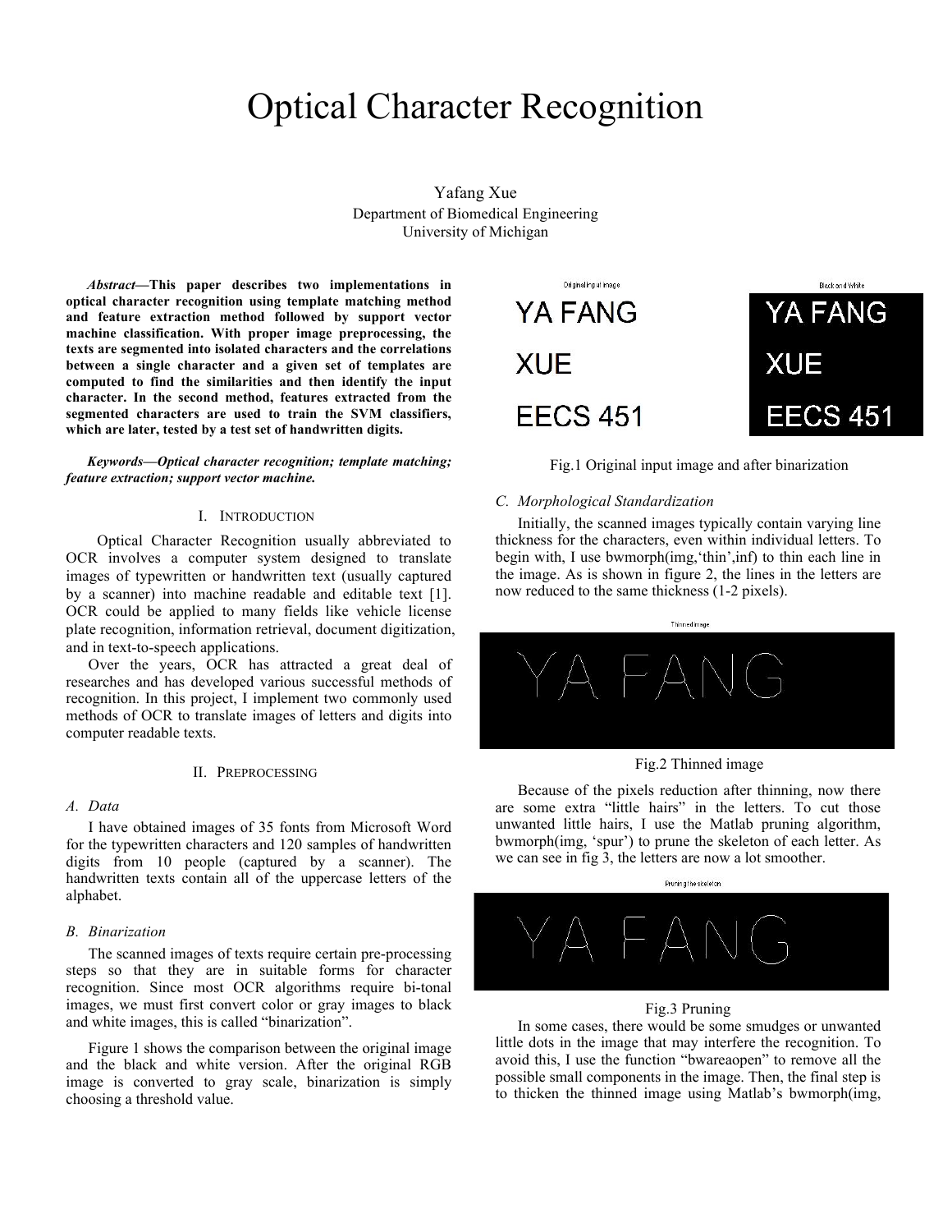# Optical Character Recognition

Yafang Xue
Department of Biomedical Engineering
University of Michigan

***Abstract*—This paper describes two implementations in optical character recognition using template matching method and feature extraction method followed by support vector machine classification. With proper image preprocessing, the texts are segmented into isolated characters and the correlations between a single character and a given set of templates are computed to find the similarities and then identify the input character. In the second method, features extracted from the segmented characters are used to train the SVM classifiers, which are later, tested by a test set of handwritten digits.**

***Keywords—Optical character recognition; template matching; feature extraction; support vector machine.***

## I. Introduction

Optical Character Recognition usually abbreviated to OCR involves a computer system designed to translate images of typewritten or handwritten text (usually captured by a scanner) into machine readable and editable text [1]. OCR could be applied to many fields like vehicle license plate recognition, information retrieval, document digitization, and in text-to-speech applications.

Over the years, OCR has attracted a great deal of researches and has developed various successful methods of recognition. In this project, I implement two commonly used methods of OCR to translate images of letters and digits into computer readable texts.

## II. Preprocessing

### A. Data

I have obtained images of 35 fonts from Microsoft Word for the typewritten characters and 120 samples of handwritten digits from 10 people (captured by a scanner). The handwritten texts contain all of the uppercase letters of the alphabet.

### B. Binarization

The scanned images of texts require certain pre-processing steps so that they are in suitable forms for character recognition. Since most OCR algorithms require bi-tonal images, we must first convert color or gray images to black and white images, this is called "binarization".

Figure 1 shows the comparison between the original image and the black and white version. After the original RGB image is converted to gray scale, binarization is simply choosing a threshold value.

Fig.1 Original input image and after binarization

### C. Morphological Standardization

Initially, the scanned images typically contain varying line thickness for the characters, even within individual letters. To begin with, I use bwmorph(img,'thin',inf) to thin each line in the image. As is shown in figure 2, the lines in the letters are now reduced to the same thickness (1-2 pixels).

Fig.2 Thinned image

Because of the pixels reduction after thinning, now there are some extra "little hairs" in the letters. To cut those unwanted little hairs, I use the Matlab pruning algorithm, bwmorph(img, 'spur') to prune the skeleton of each letter. As we can see in fig 3, the letters are now a lot smoother.

Fig.3 Pruning

In some cases, there would be some smudges or unwanted little dots in the image that may interfere the recognition. To avoid this, I use the function "bwareaopen" to remove all the possible small components in the image. Then, the final step is to thicken the thinned image using Matlab's bwmorph(img,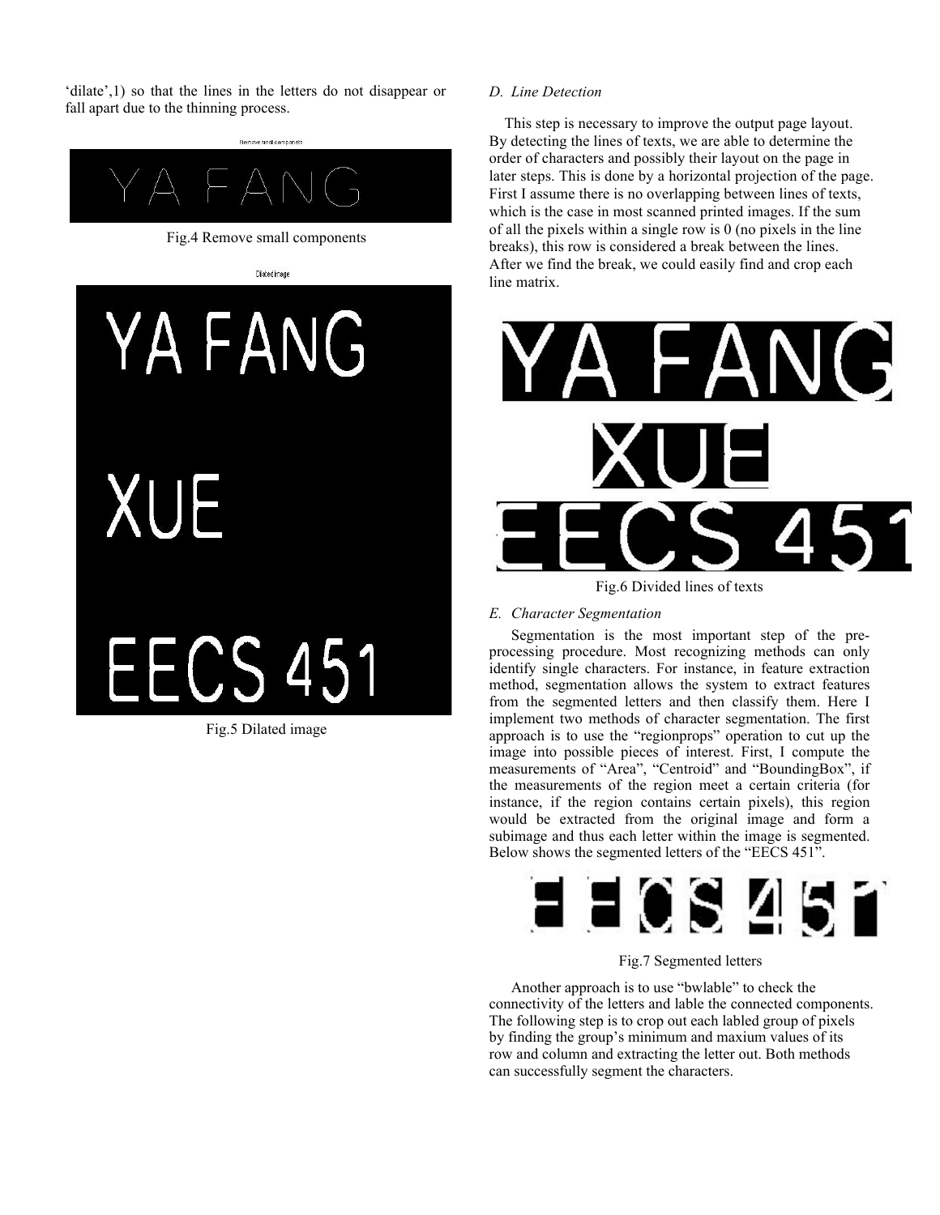'dilate',1) so that the lines in the letters do not disappear or fall apart due to the thinning process.

Fig.4 Remove small components

Fig.5 Dilated image

### D. Line Detection

This step is necessary to improve the output page layout. By detecting the lines of texts, we are able to determine the order of characters and possibly their layout on the page in later steps. This is done by a horizontal projection of the page. First I assume there is no overlapping between lines of texts, which is the case in most scanned printed images. If the sum of all the pixels within a single row is 0 (no pixels in the line breaks), this row is considered a break between the lines. After we find the break, we could easily find and crop each line matrix.

Fig.6 Divided lines of texts

### E. Character Segmentation

Segmentation is the most important step of the pre-processing procedure. Most recognizing methods can only identify single characters. For instance, in feature extraction method, segmentation allows the system to extract features from the segmented letters and then classify them. Here I implement two methods of character segmentation. The first approach is to use the "regionprops" operation to cut up the image into possible pieces of interest. First, I compute the measurements of "Area", "Centroid" and "BoundingBox", if the measurements of the region meet a certain criteria (for instance, if the region contains certain pixels), this region would be extracted from the original image and form a subimage and thus each letter within the image is segmented. Below shows the segmented letters of the "EECS 451".

Fig.7 Segmented letters

Another approach is to use "bwlable" to check the connectivity of the letters and lable the connected components. The following step is to crop out each labled group of pixels by finding the group's minimum and maxium values of its row and column and extracting the letter out. Both methods can successfully segment the characters.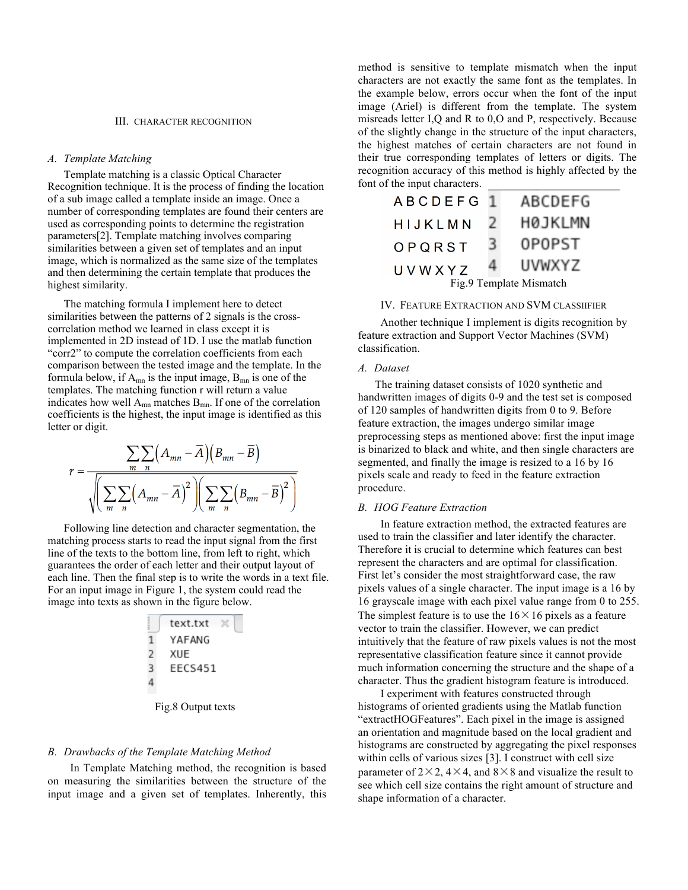## III. CHARACTER RECOGNITION

### *A. Template Matching*

Template matching is a classic Optical Character Recognition technique. It is the process of finding the location of a sub image called a template inside an image. Once a number of corresponding templates are found their centers are used as corresponding points to determine the registration parameters[2]. Template matching involves comparing similarities between a given set of templates and an input image, which is normalized as the same size of the templates and then determining the certain template that produces the highest similarity.

The matching formula I implement here to detect similarities between the patterns of 2 signals is the cross-correlation method we learned in class except it is implemented in 2D instead of 1D. I use the matlab function "corr2" to compute the correlation coefficients from each comparison between the tested image and the template. In the formula below, if $A_{mn}$ is the input image, $B_{mn}$ is one of the templates. The matching function r will return a value indicates how well $A_{mn}$ matches $B_{mn}$. If one of the correlation coefficients is the highest, the input image is identified as this letter or digit.

$$r = \frac{\sum_m \sum_n \left(A_{mn} - \bar{A}\right)\left(B_{mn} - \bar{B}\right)}{\sqrt{\left(\sum_m \sum_n \left(A_{mn} - \bar{A}\right)^2\right)\left(\sum_m \sum_n \left(B_{mn} - \bar{B}\right)^2\right)}}$$

Following line detection and character segmentation, the matching process starts to read the input signal from the first line of the texts to the bottom line, from left to right, which guarantees the order of each letter and their output layout of each line. Then the final step is to write the words in a text file. For an input image in Figure 1, the system could read the image into texts as shown in the figure below.

```
text.txt
1  YAFANG
2  XUE
3  EECS451
4
```

Fig.8 Output texts

### *B. Drawbacks of the Template Matching Method*

In Template Matching method, the recognition is based on measuring the similarities between the structure of the input image and a given set of templates. Inherently, this method is sensitive to template mismatch when the input characters are not exactly the same font as the templates. In the example below, errors occur when the font of the input image (Ariel) is different from the template. The system misreads letter I,Q and R to 0,O and P, respectively. Because of the slightly change in the structure of the input characters, the highest matches of certain characters are not found in their true corresponding templates of letters or digits. The recognition accuracy of this method is highly affected by the font of the input characters.

```
A B C D E F G    1  ABCDEFG
H I J K L M N    2  H0JKLMN
O P Q R S T      3  OPOPST
U V W X Y Z      4  UVWXYZ
```

Fig.9 Template Mismatch

## IV. FEATURE EXTRACTION AND SVM CLASSIIFIER

Another technique I implement is digits recognition by feature extraction and Support Vector Machines (SVM) classification.

### *A. Dataset*

The training dataset consists of 1020 synthetic and handwritten images of digits 0-9 and the test set is composed of 120 samples of handwritten digits from 0 to 9. Before feature extraction, the images undergo similar image preprocessing steps as mentioned above: first the input image is binarized to black and white, and then single characters are segmented, and finally the image is resized to a 16 by 16 pixels scale and ready to feed in the feature extraction procedure.

### *B. HOG Feature Extraction*

In feature extraction method, the extracted features are used to train the classifier and later identify the character. Therefore it is crucial to determine which features can best represent the characters and are optimal for classification. First let's consider the most straightforward case, the raw pixels values of a single character. The input image is a 16 by 16 grayscale image with each pixel value range from 0 to 255. The simplest feature is to use the $16\times16$ pixels as a feature vector to train the classifier. However, we can predict intuitively that the feature of raw pixels values is not the most representative classification feature since it cannot provide much information concerning the structure and the shape of a character. Thus the gradient histogram feature is introduced.

I experiment with features constructed through histograms of oriented gradients using the Matlab function "extractHOGFeatures". Each pixel in the image is assigned an orientation and magnitude based on the local gradient and histograms are constructed by aggregating the pixel responses within cells of various sizes [3]. I construct with cell size parameter of $2\times2$, $4\times4$, and $8\times8$ and visualize the result to see which cell size contains the right amount of structure and shape information of a character.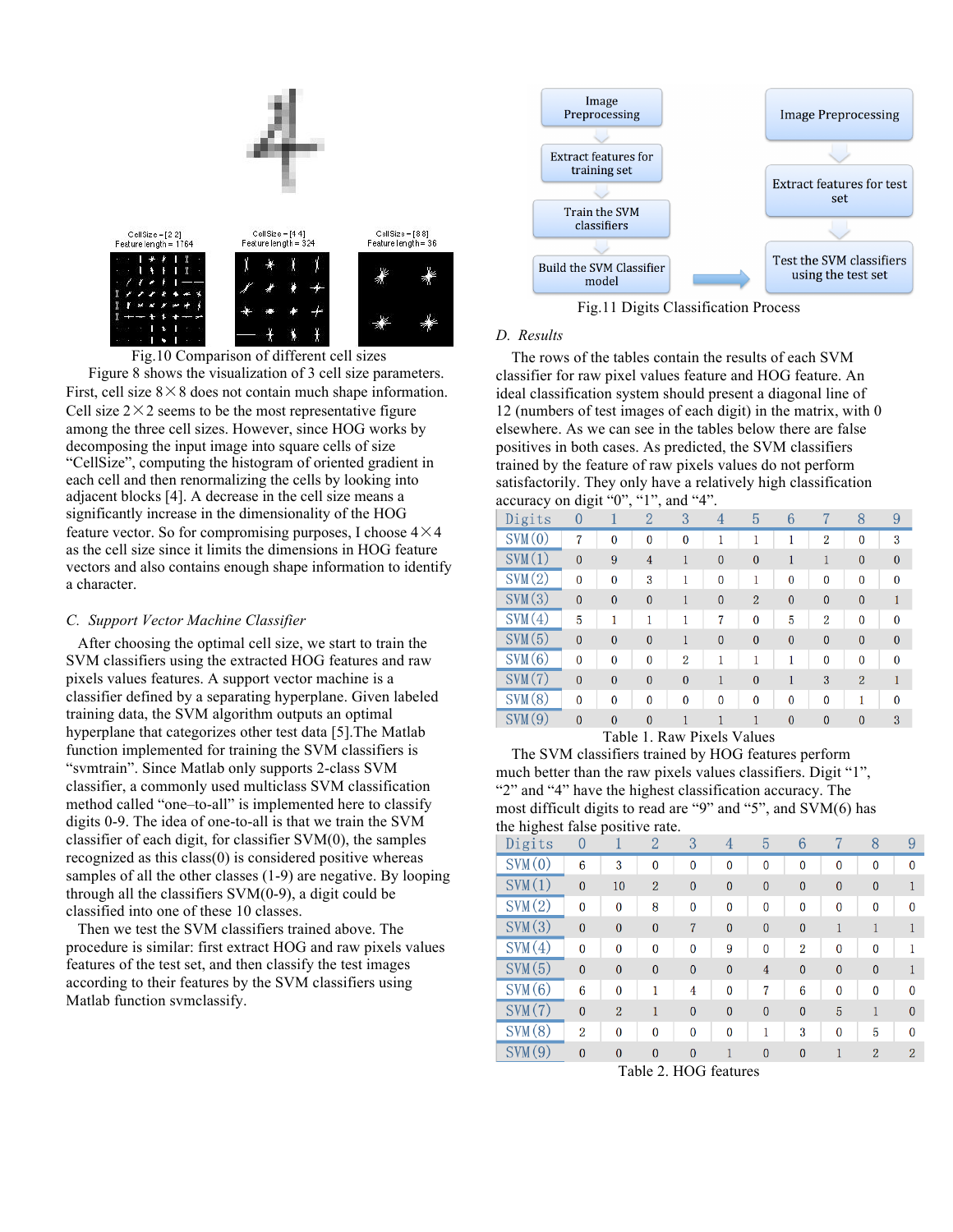Fig.10 Comparison of different cell sizes

Figure 8 shows the visualization of 3 cell size parameters. First, cell size 8×8 does not contain much shape information. Cell size 2×2 seems to be the most representative figure among the three cell sizes. However, since HOG works by decomposing the input image into square cells of size "CellSize", computing the histogram of oriented gradient in each cell and then renormalizing the cells by looking into adjacent blocks [4]. A decrease in the cell size means a significantly increase in the dimensionality of the HOG feature vector. So for compromising purposes, I choose 4×4 as the cell size since it limits the dimensions in HOG feature vectors and also contains enough shape information to identify a character.

### *C. Support Vector Machine Classifier*

After choosing the optimal cell size, we start to train the SVM classifiers using the extracted HOG features and raw pixels values features. A support vector machine is a classifier defined by a separating hyperplane. Given labeled training data, the SVM algorithm outputs an optimal hyperplane that categorizes other test data [5].The Matlab function implemented for training the SVM classifiers is "svmtrain". Since Matlab only supports 2-class SVM classifier, a commonly used multiclass SVM classification method called "one–to-all" is implemented here to classify digits 0-9. The idea of one-to-all is that we train the SVM classifier of each digit, for classifier SVM(0), the samples recognized as this class(0) is considered positive whereas samples of all the other classes (1-9) are negative. By looping through all the classifiers SVM(0-9), a digit could be classified into one of these 10 classes.

Then we test the SVM classifiers trained above. The procedure is similar: first extract HOG and raw pixels values features of the test set, and then classify the test images according to their features by the SVM classifiers using Matlab function svmclassify.

Fig.11 Digits Classification Process

### *D. Results*

The rows of the tables contain the results of each SVM classifier for raw pixel values feature and HOG feature. An ideal classification system should present a diagonal line of 12 (numbers of test images of each digit) in the matrix, with 0 elsewhere. As we can see in the tables below there are false positives in both cases. As predicted, the SVM classifiers trained by the feature of raw pixels values do not perform satisfactorily. They only have a relatively high classification accuracy on digit "0", "1", and "4".

| Digits | 0 | 1 | 2 | 3 | 4 | 5 | 6 | 7 | 8 | 9 |
|---|---|---|---|---|---|---|---|---|---|---|
| SVM(0) | 7 | 0 | 0 | 0 | 1 | 1 | 1 | 2 | 0 | 3 |
| SVM(1) | 0 | 9 | 4 | 1 | 0 | 0 | 1 | 1 | 0 | 0 |
| SVM(2) | 0 | 0 | 3 | 1 | 0 | 1 | 0 | 0 | 0 | 0 |
| SVM(3) | 0 | 0 | 0 | 1 | 0 | 2 | 0 | 0 | 0 | 1 |
| SVM(4) | 5 | 1 | 1 | 1 | 7 | 0 | 5 | 2 | 0 | 0 |
| SVM(5) | 0 | 0 | 0 | 1 | 0 | 0 | 0 | 0 | 0 | 0 |
| SVM(6) | 0 | 0 | 0 | 2 | 1 | 1 | 1 | 0 | 0 | 0 |
| SVM(7) | 0 | 0 | 0 | 0 | 1 | 0 | 1 | 3 | 2 | 1 |
| SVM(8) | 0 | 0 | 0 | 0 | 0 | 0 | 0 | 0 | 1 | 0 |
| SVM(9) | 0 | 0 | 0 | 1 | 1 | 1 | 0 | 0 | 0 | 3 |

Table 1. Raw Pixels Values

The SVM classifiers trained by HOG features perform much better than the raw pixels values classifiers. Digit "1", "2" and "4" have the highest classification accuracy. The most difficult digits to read are "9" and "5", and SVM(6) has the highest false positive rate.

| Digits | 0 | 1 | 2 | 3 | 4 | 5 | 6 | 7 | 8 | 9 |
|---|---|---|---|---|---|---|---|---|---|---|
| SVM(0) | 6 | 3 | 0 | 0 | 0 | 0 | 0 | 0 | 0 | 0 |
| SVM(1) | 0 | 10 | 2 | 0 | 0 | 0 | 0 | 0 | 0 | 1 |
| SVM(2) | 0 | 0 | 8 | 0 | 0 | 0 | 0 | 0 | 0 | 0 |
| SVM(3) | 0 | 0 | 0 | 7 | 0 | 0 | 0 | 1 | 1 | 1 |
| SVM(4) | 0 | 0 | 0 | 0 | 9 | 0 | 2 | 0 | 0 | 1 |
| SVM(5) | 0 | 0 | 0 | 0 | 0 | 4 | 0 | 0 | 0 | 1 |
| SVM(6) | 6 | 0 | 1 | 4 | 0 | 7 | 6 | 0 | 0 | 0 |
| SVM(7) | 0 | 2 | 1 | 0 | 0 | 0 | 0 | 5 | 1 | 0 |
| SVM(8) | 2 | 0 | 0 | 0 | 0 | 1 | 3 | 0 | 5 | 0 |
| SVM(9) | 0 | 0 | 0 | 0 | 1 | 0 | 0 | 1 | 2 | 2 |

Table 2. HOG features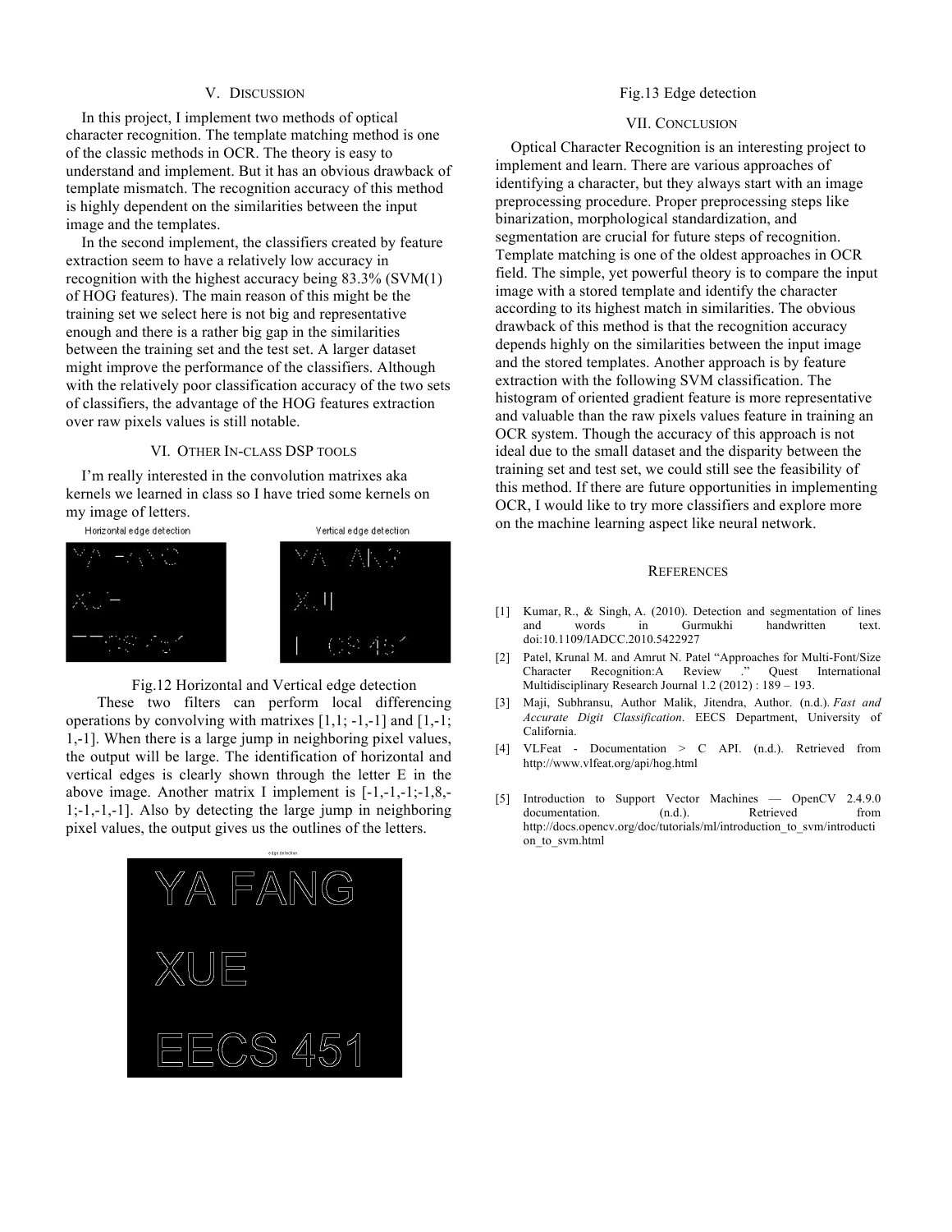## V. Discussion

In this project, I implement two methods of optical character recognition. The template matching method is one of the classic methods in OCR. The theory is easy to understand and implement. But it has an obvious drawback of template mismatch. The recognition accuracy of this method is highly dependent on the similarities between the input image and the templates.

In the second implement, the classifiers created by feature extraction seem to have a relatively low accuracy in recognition with the highest accuracy being 83.3% (SVM(1) of HOG features). The main reason of this might be the training set we select here is not big and representative enough and there is a rather big gap in the similarities between the training set and the test set. A larger dataset might improve the performance of the classifiers. Although with the relatively poor classification accuracy of the two sets of classifiers, the advantage of the HOG features extraction over raw pixels values is still notable.

## VI. Other In-class DSP tools

I'm really interested in the convolution matrixes aka kernels we learned in class so I have tried some kernels on my image of letters.

Horizontal edge detection

Vertical edge detection

Fig.12 Horizontal and Vertical edge detection

These two filters can perform local differencing operations by convolving with matrixes [1,1; -1,-1] and [1,-1; 1,-1]. When there is a large jump in neighboring pixel values, the output will be large. The identification of horizontal and vertical edges is clearly shown through the letter E in the above image. Another matrix I implement is [-1,-1,-1;-1,8,-1;-1,-1,-1]. Also by detecting the large jump in neighboring pixel values, the output gives us the outlines of the letters.

edge detection

Fig.13 Edge detection

## VII. Conclusion

Optical Character Recognition is an interesting project to implement and learn. There are various approaches of identifying a character, but they always start with an image preprocessing procedure. Proper preprocessing steps like binarization, morphological standardization, and segmentation are crucial for future steps of recognition. Template matching is one of the oldest approaches in OCR field. The simple, yet powerful theory is to compare the input image with a stored template and identify the character according to its highest match in similarities. The obvious drawback of this method is that the recognition accuracy depends highly on the similarities between the input image and the stored templates. Another approach is by feature extraction with the following SVM classification. The histogram of oriented gradient feature is more representative and valuable than the raw pixels values feature in training an OCR system. Though the accuracy of this approach is not ideal due to the small dataset and the disparity between the training set and test set, we could still see the feasibility of this method. If there are future opportunities in implementing OCR, I would like to try more classifiers and explore more on the machine learning aspect like neural network.

## References

[1] Kumar, R., & Singh, A. (2010). Detection and segmentation of lines and words in Gurmukhi handwritten text. doi:10.1109/IADCC.2010.5422927

[2] Patel, Krunal M. and Amrut N. Patel "Approaches for Multi-Font/Size Character Recognition:A Review ." Quest International Multidisciplinary Research Journal 1.2 (2012) : 189 – 193.

[3] Maji, Subhransu, Author Malik, Jitendra, Author. (n.d.). *Fast and Accurate Digit Classification*. EECS Department, University of California.

[4] VLFeat - Documentation > C API. (n.d.). Retrieved from http://www.vlfeat.org/api/hog.html

[5] Introduction to Support Vector Machines — OpenCV 2.4.9.0 documentation. (n.d.). Retrieved from http://docs.opencv.org/doc/tutorials/ml/introduction_to_svm/introduction_to_svm.html